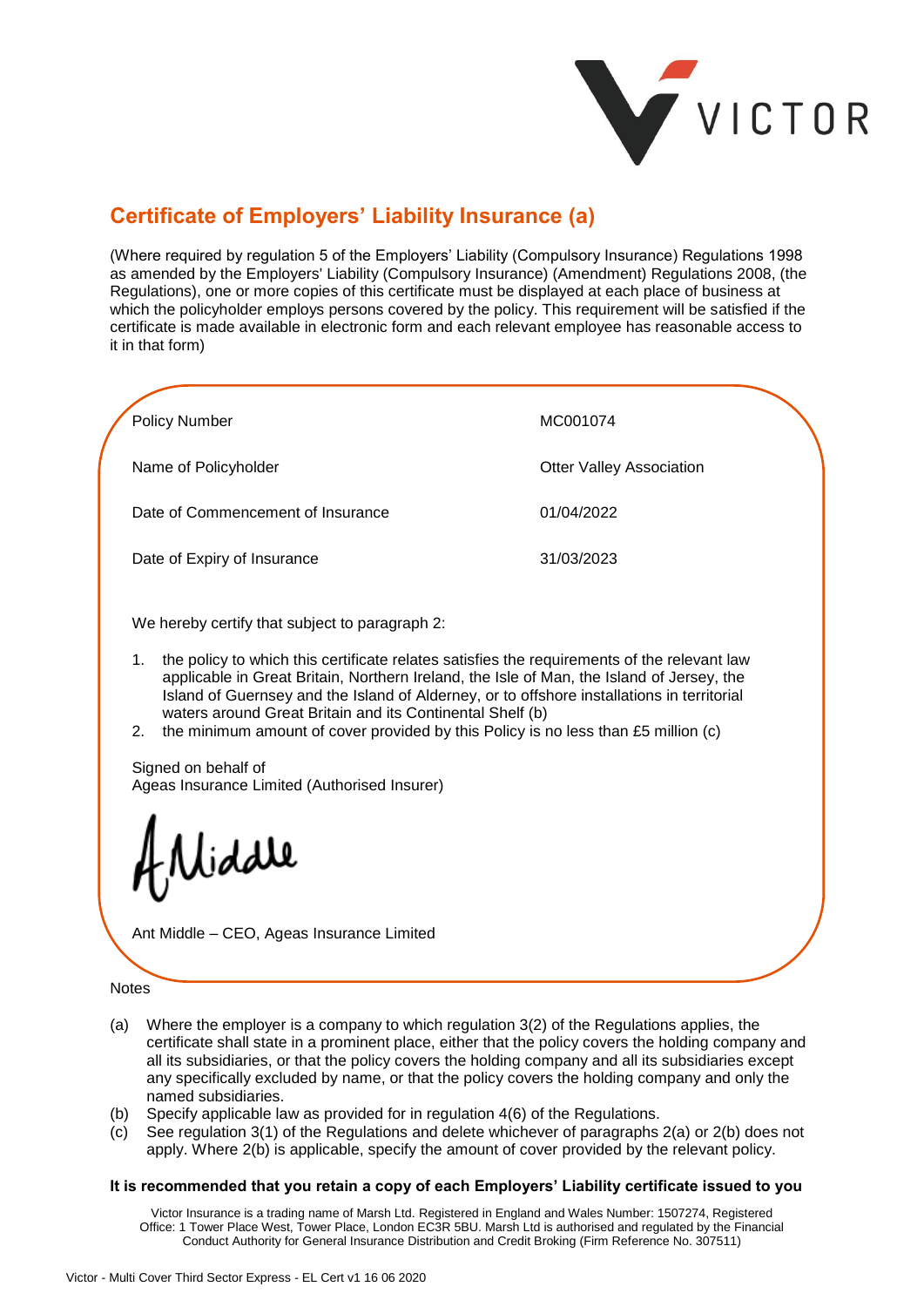VICTOR

# Certificate of Employers' Liability Insurance (a)

(Where required by regulation 5 of the Employers' Liability (Compulsory Insurance) Regulations 1998 as amended by the Employers' Liability (Compulsory Insurance) (Amendment) Regulations 2008, (the Regulations), one or more copies of this certificate must be displayed at each place of business at which the policyholder employs persons covered by the policy. This requirement will be satisfied if the certificate is made available in electronic form and each relevant employee has reasonable access to it in that form)

| | |
|---|---|
| Policy Number | MC001074 |
| Name of Policyholder | Otter Valley Association |
| Date of Commencement of Insurance | 01/04/2022 |
| Date of Expiry of Insurance | 31/03/2023 |

We hereby certify that subject to paragraph 2:

1. the policy to which this certificate relates satisfies the requirements of the relevant law applicable in Great Britain, Northern Ireland, the Isle of Man, the Island of Jersey, the Island of Guernsey and the Island of Alderney, or to offshore installations in territorial waters around Great Britain and its Continental Shelf (b)
2. the minimum amount of cover provided by this Policy is no less than £5 million (c)

Signed on behalf of
Ageas Insurance Limited (Authorised Insurer)

A Middle

Ant Middle – CEO, Ageas Insurance Limited

Notes

(a) Where the employer is a company to which regulation 3(2) of the Regulations applies, the certificate shall state in a prominent place, either that the policy covers the holding company and all its subsidiaries, or that the policy covers the holding company and all its subsidiaries except any specifically excluded by name, or that the policy covers the holding company and only the named subsidiaries.
(b) Specify applicable law as provided for in regulation 4(6) of the Regulations.
(c) See regulation 3(1) of the Regulations and delete whichever of paragraphs 2(a) or 2(b) does not apply. Where 2(b) is applicable, specify the amount of cover provided by the relevant policy.

**It is recommended that you retain a copy of each Employers' Liability certificate issued to you**

Victor Insurance is a trading name of Marsh Ltd. Registered in England and Wales Number: 1507274, Registered Office: 1 Tower Place West, Tower Place, London EC3R 5BU. Marsh Ltd is authorised and regulated by the Financial Conduct Authority for General Insurance Distribution and Credit Broking (Firm Reference No. 307511)

Victor - Multi Cover Third Sector Express - EL Cert v1 16 06 2020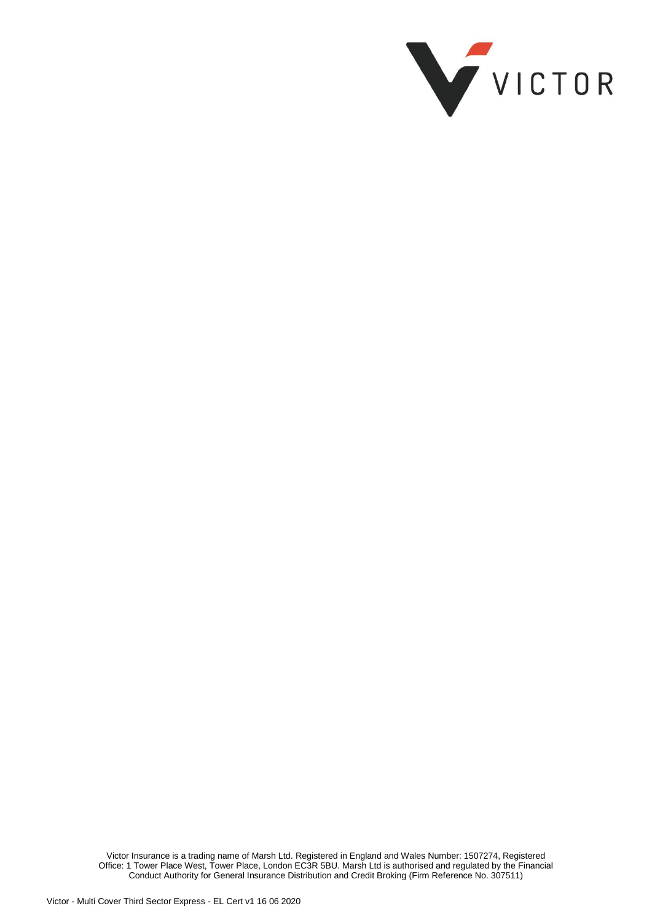Victor Insurance is a trading name of Marsh Ltd. Registered in England and Wales Number: 1507274, Registered Office: 1 Tower Place West, Tower Place, London EC3R 5BU. Marsh Ltd is authorised and regulated by the Financial Conduct Authority for General Insurance Distribution and Credit Broking (Firm Reference No. 307511)

Victor - Multi Cover Third Sector Express - EL Cert v1 16 06 2020